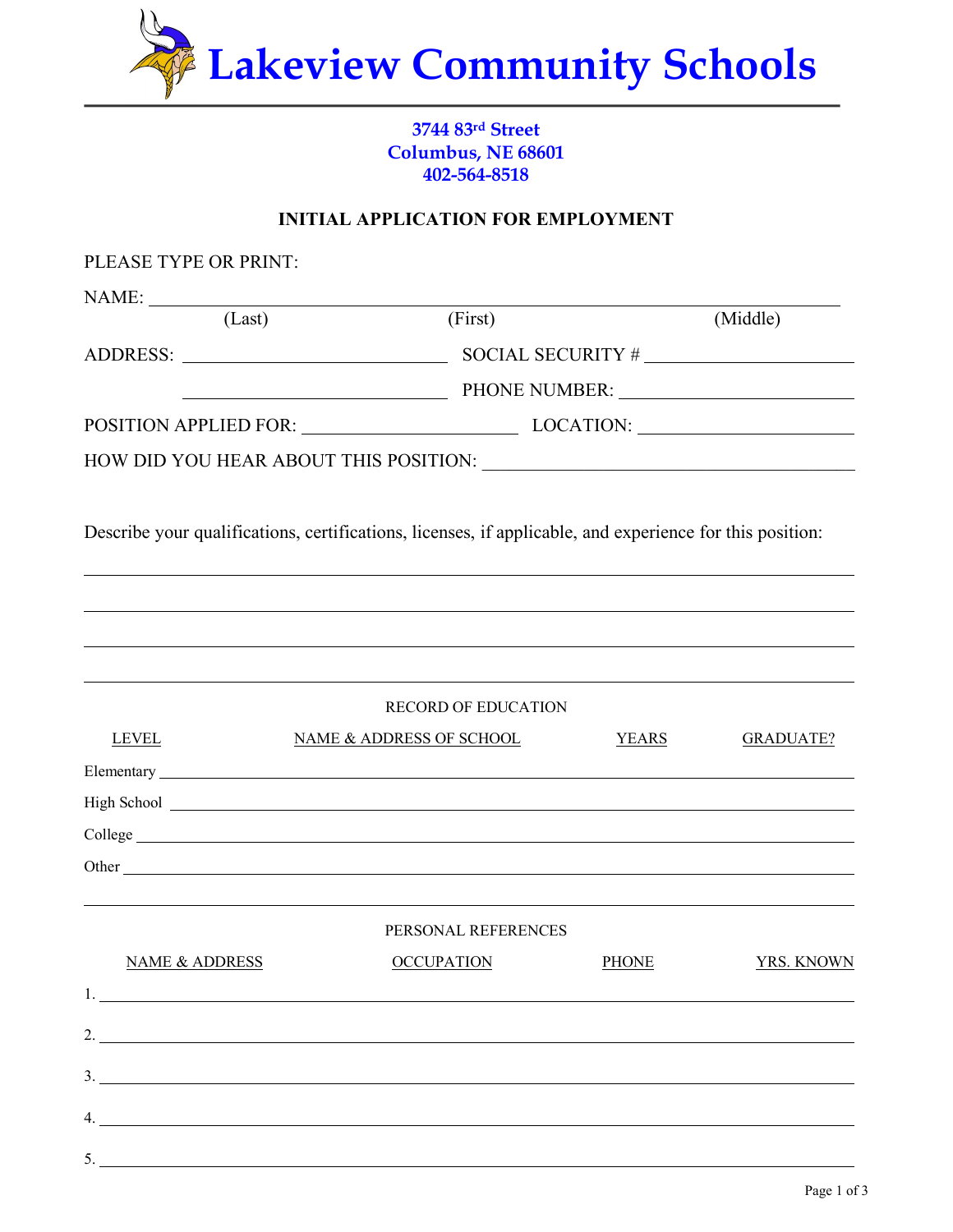# Lakeview Community Schools

**3744 83rd Street**
**Columbus, NE 68601**
**402-564-8518**

## INITIAL APPLICATION FOR EMPLOYMENT

PLEASE TYPE OR PRINT:

NAME: ________________________________________________
(Last) (First) (Middle)

ADDRESS: ____________________ SOCIAL SECURITY # ____________________

____________________ PHONE NUMBER: ____________________

POSITION APPLIED FOR: ____________________ LOCATION: ____________________

HOW DID YOU HEAR ABOUT THIS POSITION: ____________________

Describe your qualifications, certifications, licenses, if applicable, and experience for this position:

________________________________________________

________________________________________________

________________________________________________

________________________________________________

### RECORD OF EDUCATION

| LEVEL | NAME & ADDRESS OF SCHOOL | YEARS | GRADUATE? |
|---|---|---|---|
| Elementary | | | |
| High School | | | |
| College | | | |
| Other | | | |

### PERSONAL REFERENCES

| | NAME & ADDRESS | OCCUPATION | PHONE | YRS. KNOWN |
|---|---|---|---|---|
| 1. | | | | |
| 2. | | | | |
| 3. | | | | |
| 4. | | | | |
| 5. | | | | |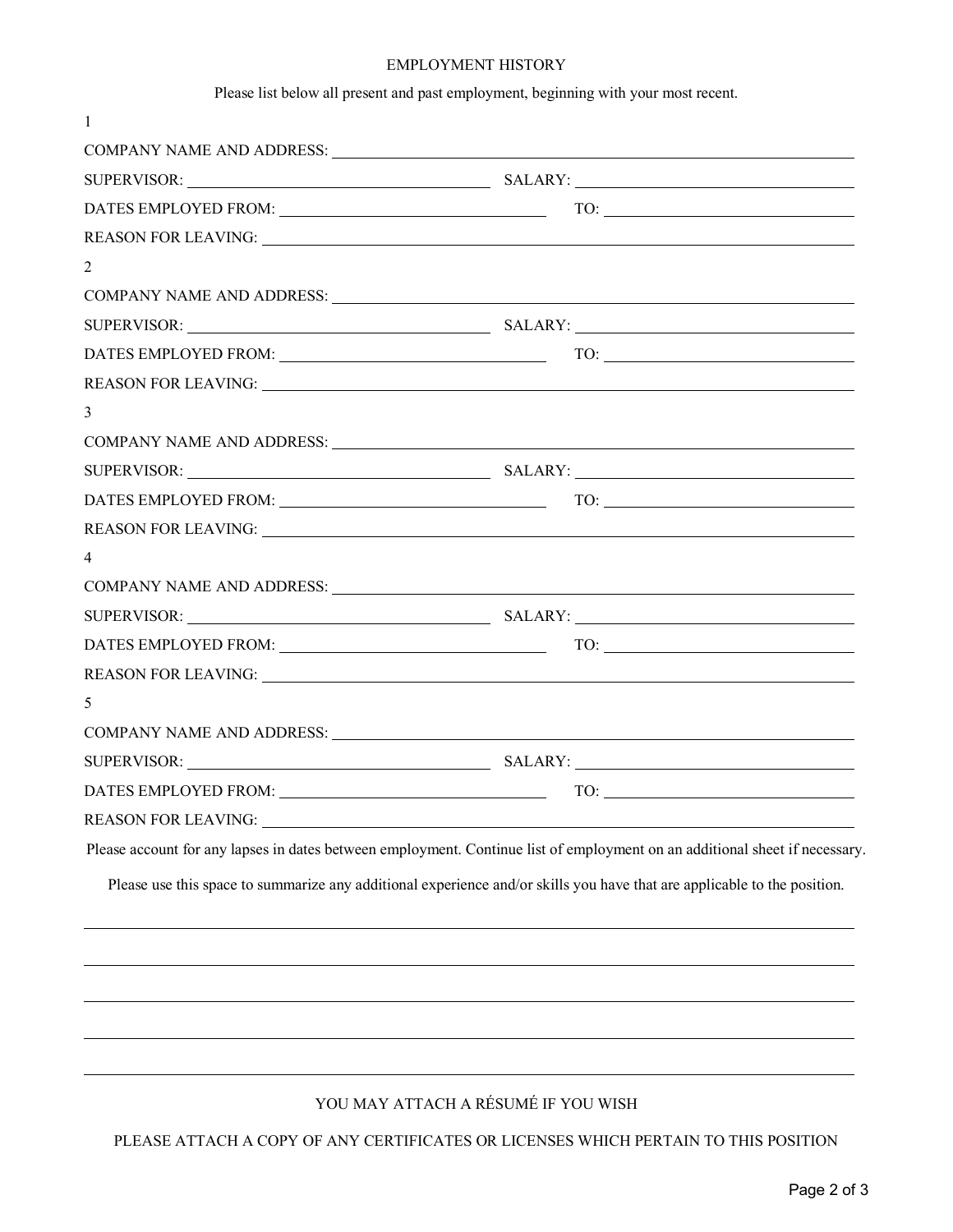## EMPLOYMENT HISTORY

Please list below all present and past employment, beginning with your most recent.

1

COMPANY NAME AND ADDRESS: ______________________________

SUPERVISOR: ______________________ SALARY: ______________________

DATES EMPLOYED FROM: ______________________ TO: ______________________

REASON FOR LEAVING: ______________________________

2

COMPANY NAME AND ADDRESS: ______________________________

SUPERVISOR: ______________________ SALARY: ______________________

DATES EMPLOYED FROM: ______________________ TO: ______________________

REASON FOR LEAVING: ______________________________

3

COMPANY NAME AND ADDRESS: ______________________________

SUPERVISOR: ______________________ SALARY: ______________________

DATES EMPLOYED FROM: ______________________ TO: ______________________

REASON FOR LEAVING: ______________________________

4

COMPANY NAME AND ADDRESS: ______________________________

SUPERVISOR: ______________________ SALARY: ______________________

DATES EMPLOYED FROM: ______________________ TO: ______________________

REASON FOR LEAVING: ______________________________

5

COMPANY NAME AND ADDRESS: ______________________________

SUPERVISOR: ______________________ SALARY: ______________________

DATES EMPLOYED FROM: ______________________ TO: ______________________

REASON FOR LEAVING: ______________________________

Please account for any lapses in dates between employment. Continue list of employment on an additional sheet if necessary.

Please use this space to summarize any additional experience and/or skills you have that are applicable to the position.

______________________________

______________________________

______________________________

______________________________

______________________________

YOU MAY ATTACH A RÉSUMÉ IF YOU WISH

PLEASE ATTACH A COPY OF ANY CERTIFICATES OR LICENSES WHICH PERTAIN TO THIS POSITION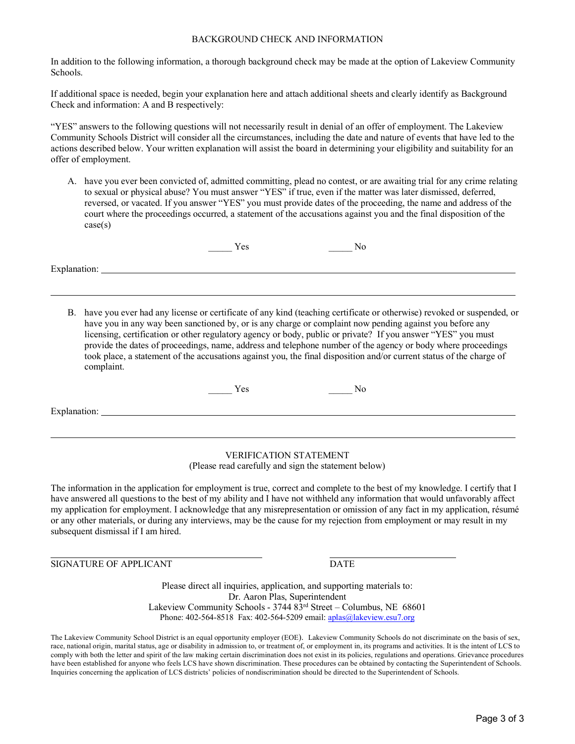## BACKGROUND CHECK AND INFORMATION

In addition to the following information, a thorough background check may be made at the option of Lakeview Community Schools.

If additional space is needed, begin your explanation here and attach additional sheets and clearly identify as Background Check and information: A and B respectively:

"YES" answers to the following questions will not necessarily result in denial of an offer of employment. The Lakeview Community Schools District will consider all the circumstances, including the date and nature of events that have led to the actions described below. Your written explanation will assist the board in determining your eligibility and suitability for an offer of employment.

A. have you ever been convicted of, admitted committing, plead no contest, or are awaiting trial for any crime relating to sexual or physical abuse? You must answer "YES" if true, even if the matter was later dismissed, deferred, reversed, or vacated. If you answer "YES" you must provide dates of the proceeding, the name and address of the court where the proceedings occurred, a statement of the accusations against you and the final disposition of the case(s)

_____ Yes  _____ No

Explanation: ______________________________________________________________________________

______________________________________________________________________________

B. have you ever had any license or certificate of any kind (teaching certificate or otherwise) revoked or suspended, or have you in any way been sanctioned by, or is any charge or complaint now pending against you before any licensing, certification or other regulatory agency or body, public or private? If you answer "YES" you must provide the dates of proceedings, name, address and telephone number of the agency or body where proceedings took place, a statement of the accusations against you, the final disposition and/or current status of the charge of complaint.

_____ Yes  _____ No

Explanation: ______________________________________________________________________________

______________________________________________________________________________

## VERIFICATION STATEMENT

(Please read carefully and sign the statement below)

The information in the application for employment is true, correct and complete to the best of my knowledge. I certify that I have answered all questions to the best of my ability and I have not withheld any information that would unfavorably affect my application for employment. I acknowledge that any misrepresentation or omission of any fact in my application, résumé or any other materials, or during any interviews, may be the cause for my rejection from employment or may result in my subsequent dismissal if I am hired.

______________________________  ______________________

SIGNATURE OF APPLICANT  DATE

Please direct all inquiries, application, and supporting materials to:
Dr. Aaron Plas, Superintendent
Lakeview Community Schools - 3744 83rd Street – Columbus, NE 68601
Phone: 402-564-8518 Fax: 402-564-5209 email: aplas@lakeview.esu7.org

The Lakeview Community School District is an equal opportunity employer (EOE). Lakeview Community Schools do not discriminate on the basis of sex, race, national origin, marital status, age or disability in admission to, or treatment of, or employment in, its programs and activities. It is the intent of LCS to comply with both the letter and spirit of the law making certain discrimination does not exist in its policies, regulations and operations. Grievance procedures have been established for anyone who feels LCS have shown discrimination. These procedures can be obtained by contacting the Superintendent of Schools. Inquiries concerning the application of LCS districts' policies of nondiscrimination should be directed to the Superintendent of Schools.